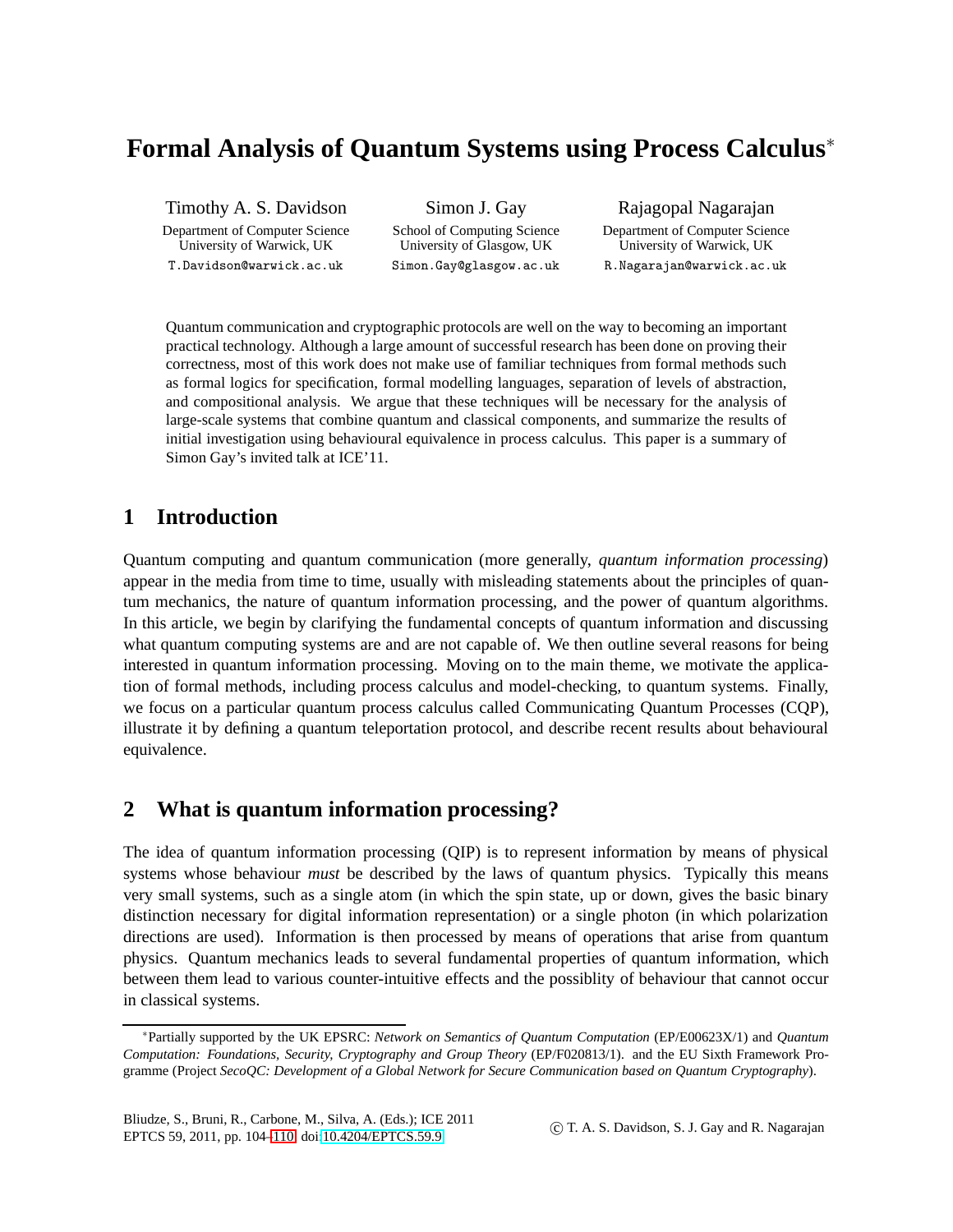# Formal Analysis of Quantum Systems using Process Calculus*

Timothy A. S. Davidson
Department of Computer Science
University of Warwick, UK
T.Davidson@warwick.ac.uk

Simon J. Gay
School of Computing Science
University of Glasgow, UK
Simon.Gay@glasgow.ac.uk

Rajagopal Nagarajan
Department of Computer Science
University of Warwick, UK
R.Nagarajan@warwick.ac.uk

Quantum communication and cryptographic protocols are well on the way to becoming an important practical technology. Although a large amount of successful research has been done on proving their correctness, most of this work does not make use of familiar techniques from formal methods such as formal logics for specification, formal modelling languages, separation of levels of abstraction, and compositional analysis. We argue that these techniques will be necessary for the analysis of large-scale systems that combine quantum and classical components, and summarize the results of initial investigation using behavioural equivalence in process calculus. This paper is a summary of Simon Gay's invited talk at ICE'11.

## 1 Introduction

Quantum computing and quantum communication (more generally, *quantum information processing*) appear in the media from time to time, usually with misleading statements about the principles of quantum mechanics, the nature of quantum information processing, and the power of quantum algorithms. In this article, we begin by clarifying the fundamental concepts of quantum information and discussing what quantum computing systems are and are not capable of. We then outline several reasons for being interested in quantum information processing. Moving on to the main theme, we motivate the application of formal methods, including process calculus and model-checking, to quantum systems. Finally, we focus on a particular quantum process calculus called Communicating Quantum Processes (CQP), illustrate it by defining a quantum teleportation protocol, and describe recent results about behavioural equivalence.

## 2 What is quantum information processing?

The idea of quantum information processing (QIP) is to represent information by means of physical systems whose behaviour *must* be described by the laws of quantum physics. Typically this means very small systems, such as a single atom (in which the spin state, up or down, gives the basic binary distinction necessary for digital information representation) or a single photon (in which polarization directions are used). Information is then processed by means of operations that arise from quantum physics. Quantum mechanics leads to several fundamental properties of quantum information, which between them lead to various counter-intuitive effects and the possiblity of behaviour that cannot occur in classical systems.

*Partially supported by the UK EPSRC: *Network on Semantics of Quantum Computation* (EP/E00623X/1) and *Quantum Computation: Foundations, Security, Cryptography and Group Theory* (EP/F020813/1). and the EU Sixth Framework Programme (Project *SecoQC: Development of a Global Network for Secure Communication based on Quantum Cryptography*).

Bliudze, S., Bruni, R., Carbone, M., Silva, A. (Eds.); ICE 2011
EPTCS 59, 2011, pp. 104–110, doi:10.4204/EPTCS.59.9

© T. A. S. Davidson, S. J. Gay and R. Nagarajan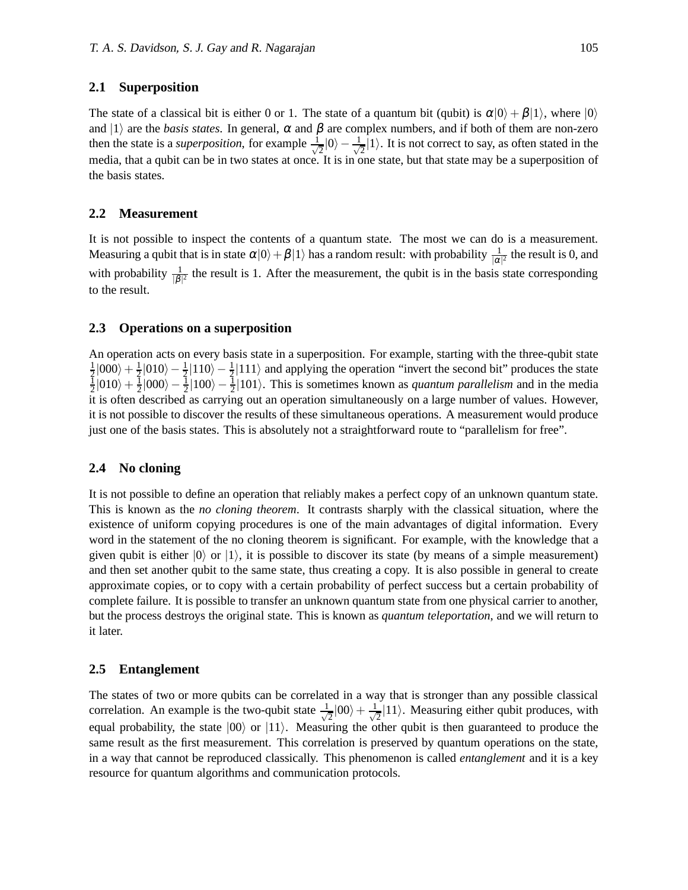## 2.1 Superposition

The state of a classical bit is either 0 or 1. The state of a quantum bit (qubit) is $\alpha|0\rangle + \beta|1\rangle$, where $|0\rangle$ and $|1\rangle$ are the *basis states*. In general, $\alpha$ and $\beta$ are complex numbers, and if both of them are non-zero then the state is a *superposition*, for example $\frac{1}{\sqrt{2}}|0\rangle - \frac{1}{\sqrt{2}}|1\rangle$. It is not correct to say, as often stated in the media, that a qubit can be in two states at once. It is in one state, but that state may be a superposition of the basis states.

## 2.2 Measurement

It is not possible to inspect the contents of a quantum state. The most we can do is a measurement. Measuring a qubit that is in state $\alpha|0\rangle + \beta|1\rangle$ has a random result: with probability $\frac{1}{|\alpha|^2}$ the result is 0, and with probability $\frac{1}{|\beta|^2}$ the result is 1. After the measurement, the qubit is in the basis state corresponding to the result.

## 2.3 Operations on a superposition

An operation acts on every basis state in a superposition. For example, starting with the three-qubit state $\frac{1}{2}|000\rangle + \frac{1}{2}|010\rangle - \frac{1}{2}|110\rangle - \frac{1}{2}|111\rangle$ and applying the operation "invert the second bit" produces the state $\frac{1}{2}|010\rangle + \frac{1}{2}|000\rangle - \frac{1}{2}|100\rangle - \frac{1}{2}|101\rangle$. This is sometimes known as *quantum parallelism* and in the media it is often described as carrying out an operation simultaneously on a large number of values. However, it is not possible to discover the results of these simultaneous operations. A measurement would produce just one of the basis states. This is absolutely not a straightforward route to "parallelism for free".

## 2.4 No cloning

It is not possible to define an operation that reliably makes a perfect copy of an unknown quantum state. This is known as the *no cloning theorem*. It contrasts sharply with the classical situation, where the existence of uniform copying procedures is one of the main advantages of digital information. Every word in the statement of the no cloning theorem is significant. For example, with the knowledge that a given qubit is either $|0\rangle$ or $|1\rangle$, it is possible to discover its state (by means of a simple measurement) and then set another qubit to the same state, thus creating a copy. It is also possible in general to create approximate copies, or to copy with a certain probability of perfect success but a certain probability of complete failure. It is possible to transfer an unknown quantum state from one physical carrier to another, but the process destroys the original state. This is known as *quantum teleportation*, and we will return to it later.

## 2.5 Entanglement

The states of two or more qubits can be correlated in a way that is stronger than any possible classical correlation. An example is the two-qubit state $\frac{1}{\sqrt{2}}|00\rangle + \frac{1}{\sqrt{2}}|11\rangle$. Measuring either qubit produces, with equal probability, the state $|00\rangle$ or $|11\rangle$. Measuring the other qubit is then guaranteed to produce the same result as the first measurement. This correlation is preserved by quantum operations on the state, in a way that cannot be reproduced classically. This phenomenon is called *entanglement* and it is a key resource for quantum algorithms and communication protocols.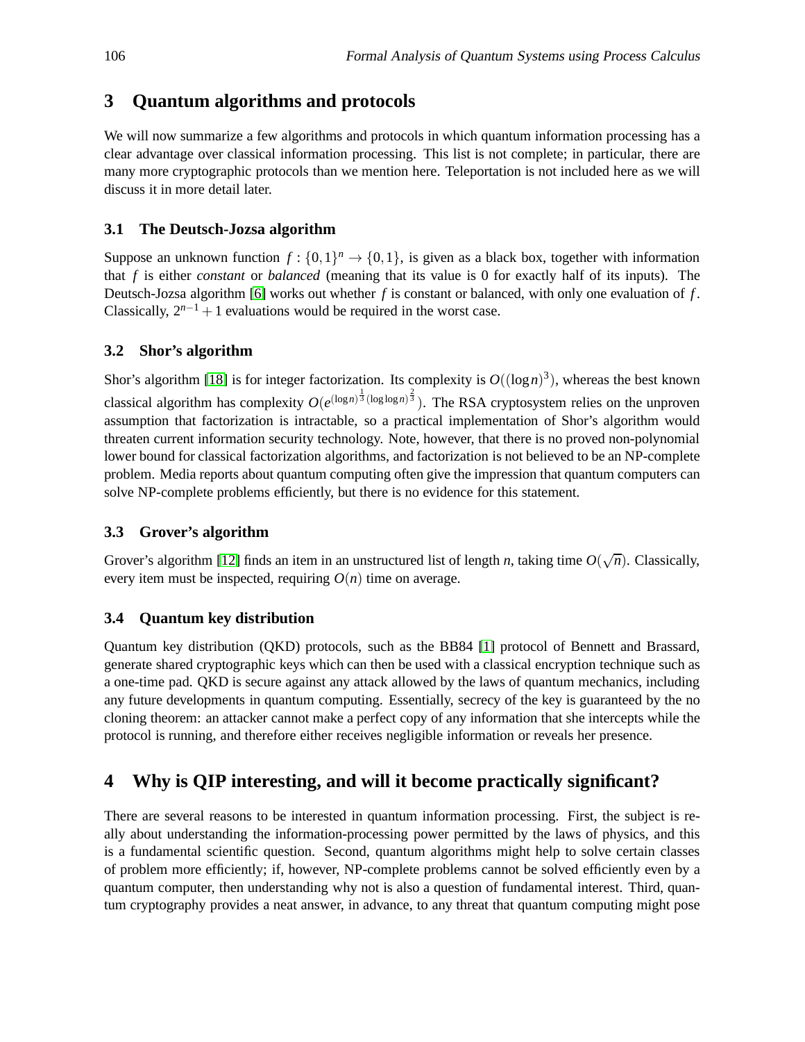## 3 Quantum algorithms and protocols

We will now summarize a few algorithms and protocols in which quantum information processing has a clear advantage over classical information processing. This list is not complete; in particular, there are many more cryptographic protocols than we mention here. Teleportation is not included here as we will discuss it in more detail later.

### 3.1 The Deutsch-Jozsa algorithm

Suppose an unknown function $f : \{0,1\}^n \to \{0,1\}$, is given as a black box, together with information that $f$ is either *constant* or *balanced* (meaning that its value is 0 for exactly half of its inputs). The Deutsch-Jozsa algorithm [6] works out whether $f$ is constant or balanced, with only one evaluation of $f$. Classically, $2^{n-1}+1$ evaluations would be required in the worst case.

### 3.2 Shor's algorithm

Shor's algorithm [18] is for integer factorization. Its complexity is $O((\log n)^3)$, whereas the best known classical algorithm has complexity $O(e^{(\log n)^{\frac{1}{3}}(\log\log n)^{\frac{2}{3}}})$. The RSA cryptosystem relies on the unproven assumption that factorization is intractable, so a practical implementation of Shor's algorithm would threaten current information security technology. Note, however, that there is no proved non-polynomial lower bound for classical factorization algorithms, and factorization is not believed to be an NP-complete problem. Media reports about quantum computing often give the impression that quantum computers can solve NP-complete problems efficiently, but there is no evidence for this statement.

### 3.3 Grover's algorithm

Grover's algorithm [12] finds an item in an unstructured list of length $n$, taking time $O(\sqrt{n})$. Classically, every item must be inspected, requiring $O(n)$ time on average.

### 3.4 Quantum key distribution

Quantum key distribution (QKD) protocols, such as the BB84 [1] protocol of Bennett and Brassard, generate shared cryptographic keys which can then be used with a classical encryption technique such as a one-time pad. QKD is secure against any attack allowed by the laws of quantum mechanics, including any future developments in quantum computing. Essentially, secrecy of the key is guaranteed by the no cloning theorem: an attacker cannot make a perfect copy of any information that she intercepts while the protocol is running, and therefore either receives negligible information or reveals her presence.

## 4 Why is QIP interesting, and will it become practically significant?

There are several reasons to be interested in quantum information processing. First, the subject is really about understanding the information-processing power permitted by the laws of physics, and this is a fundamental scientific question. Second, quantum algorithms might help to solve certain classes of problem more efficiently; if, however, NP-complete problems cannot be solved efficiently even by a quantum computer, then understanding why not is also a question of fundamental interest. Third, quantum cryptography provides a neat answer, in advance, to any threat that quantum computing might pose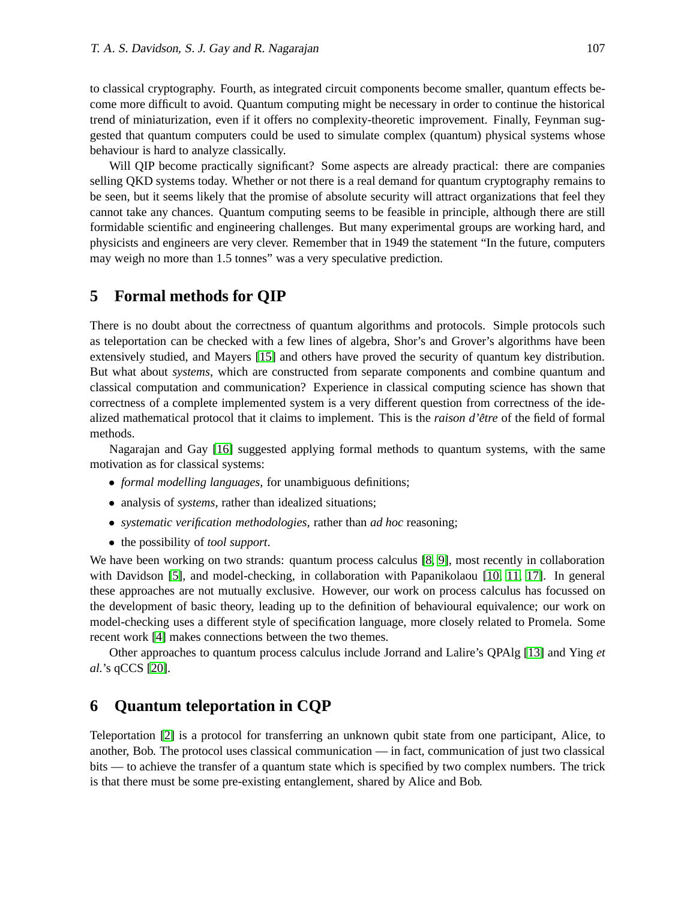to classical cryptography. Fourth, as integrated circuit components become smaller, quantum effects become more difficult to avoid. Quantum computing might be necessary in order to continue the historical trend of miniaturization, even if it offers no complexity-theoretic improvement. Finally, Feynman suggested that quantum computers could be used to simulate complex (quantum) physical systems whose behaviour is hard to analyze classically.

Will QIP become practically significant? Some aspects are already practical: there are companies selling QKD systems today. Whether or not there is a real demand for quantum cryptography remains to be seen, but it seems likely that the promise of absolute security will attract organizations that feel they cannot take any chances. Quantum computing seems to be feasible in principle, although there are still formidable scientific and engineering challenges. But many experimental groups are working hard, and physicists and engineers are very clever. Remember that in 1949 the statement "In the future, computers may weigh no more than 1.5 tonnes" was a very speculative prediction.

## 5 Formal methods for QIP

There is no doubt about the correctness of quantum algorithms and protocols. Simple protocols such as teleportation can be checked with a few lines of algebra, Shor's and Grover's algorithms have been extensively studied, and Mayers [15] and others have proved the security of quantum key distribution. But what about *systems*, which are constructed from separate components and combine quantum and classical computation and communication? Experience in classical computing science has shown that correctness of a complete implemented system is a very different question from correctness of the idealized mathematical protocol that it claims to implement. This is the *raison d'être* of the field of formal methods.

Nagarajan and Gay [16] suggested applying formal methods to quantum systems, with the same motivation as for classical systems:

- *formal modelling languages*, for unambiguous definitions;
- analysis of *systems*, rather than idealized situations;
- *systematic verification methodologies*, rather than *ad hoc* reasoning;
- the possibility of *tool support*.

We have been working on two strands: quantum process calculus [8, 9], most recently in collaboration with Davidson [5], and model-checking, in collaboration with Papanikolaou [10, 11, 17]. In general these approaches are not mutually exclusive. However, our work on process calculus has focussed on the development of basic theory, leading up to the definition of behavioural equivalence; our work on model-checking uses a different style of specification language, more closely related to Promela. Some recent work [4] makes connections between the two themes.

Other approaches to quantum process calculus include Jorrand and Lalire's QPAlg [13] and Ying *et al.*'s qCCS [20].

## 6 Quantum teleportation in CQP

Teleportation [2] is a protocol for transferring an unknown qubit state from one participant, Alice, to another, Bob. The protocol uses classical communication — in fact, communication of just two classical bits — to achieve the transfer of a quantum state which is specified by two complex numbers. The trick is that there must be some pre-existing entanglement, shared by Alice and Bob.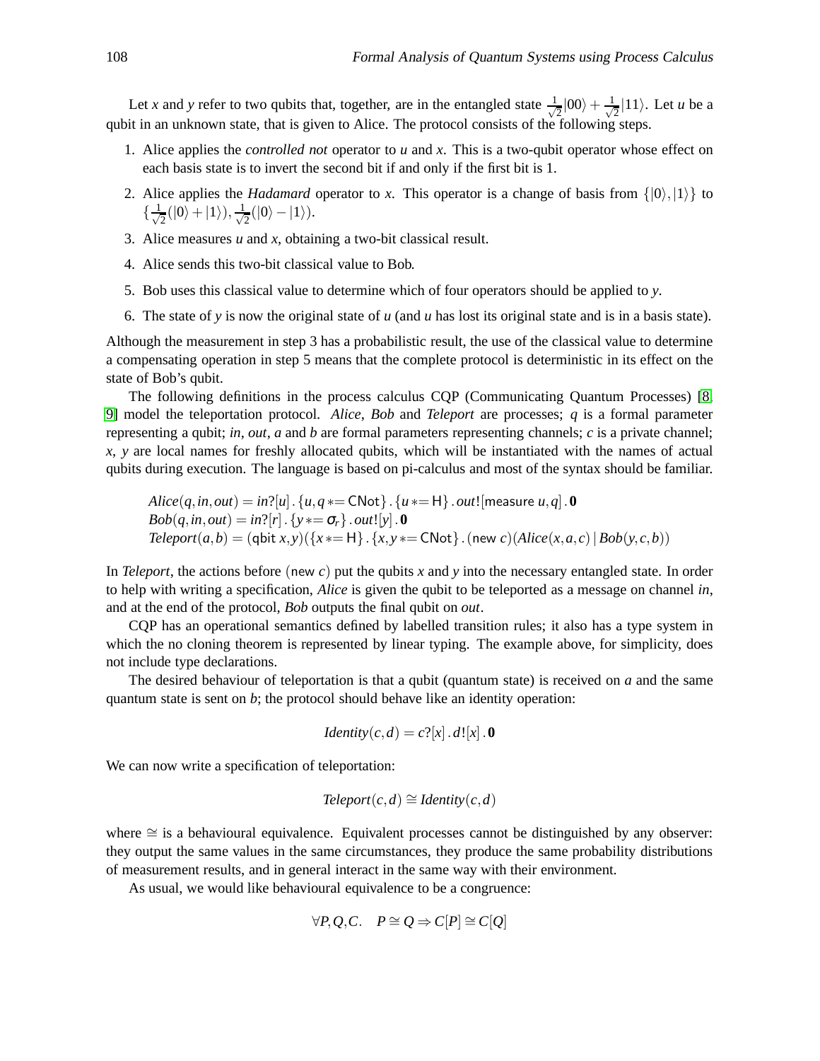Let $x$ and $y$ refer to two qubits that, together, are in the entangled state $\frac{1}{\sqrt{2}}|00\rangle + \frac{1}{\sqrt{2}}|11\rangle$. Let $u$ be a qubit in an unknown state, that is given to Alice. The protocol consists of the following steps.

1. Alice applies the *controlled not* operator to $u$ and $x$. This is a two-qubit operator whose effect on each basis state is to invert the second bit if and only if the first bit is 1.
2. Alice applies the *Hadamard* operator to $x$. This operator is a change of basis from $\{|0\rangle, |1\rangle\}$ to $\{\frac{1}{\sqrt{2}}(|0\rangle + |1\rangle), \frac{1}{\sqrt{2}}(|0\rangle - |1\rangle)$.
3. Alice measures $u$ and $x$, obtaining a two-bit classical result.
4. Alice sends this two-bit classical value to Bob.
5. Bob uses this classical value to determine which of four operators should be applied to $y$.
6. The state of $y$ is now the original state of $u$ (and $u$ has lost its original state and is in a basis state).

Although the measurement in step 3 has a probabilistic result, the use of the classical value to determine a compensating operation in step 5 means that the complete protocol is deterministic in its effect on the state of Bob's qubit.

The following definitions in the process calculus CQP (Communicating Quantum Processes) [8, 9] model the teleportation protocol. *Alice*, *Bob* and *Teleport* are processes; $q$ is a formal parameter representing a qubit; *in*, *out*, $a$ and $b$ are formal parameters representing channels; $c$ is a private channel; $x$, $y$ are local names for freshly allocated qubits, which will be instantiated with the names of actual qubits during execution. The language is based on pi-calculus and most of the syntax should be familiar.

$$
\begin{aligned}
&\mathit{Alice}(q,\mathit{in},\mathit{out}) = \mathit{in}?[u]\,.\,\{u,q \mathrel{*}= \mathsf{CNot}\}\,.\,\{u \mathrel{*}= \mathsf{H}\}\,.\,\mathit{out}![\mathsf{measure}\ u,q]\,.\,\mathbf{0}\\
&\mathit{Bob}(q,\mathit{in},\mathit{out}) = \mathit{in}?[r]\,.\,\{y \mathrel{*}= \sigma_r\}\,.\,\mathit{out}![y]\,.\,\mathbf{0}\\
&\mathit{Teleport}(a,b) = (\mathsf{qbit}\ x,y)(\{x \mathrel{*}= \mathsf{H}\}\,.\,\{x,y \mathrel{*}= \mathsf{CNot}\}\,.\,(\mathsf{new}\ c)(\mathit{Alice}(x,a,c) \mid \mathit{Bob}(y,c,b))
\end{aligned}
$$

In *Teleport*, the actions before $(\mathsf{new}\ c)$ put the qubits $x$ and $y$ into the necessary entangled state. In order to help with writing a specification, *Alice* is given the qubit to be teleported as a message on channel *in*, and at the end of the protocol, *Bob* outputs the final qubit on *out*.

CQP has an operational semantics defined by labelled transition rules; it also has a type system in which the no cloning theorem is represented by linear typing. The example above, for simplicity, does not include type declarations.

The desired behaviour of teleportation is that a qubit (quantum state) is received on $a$ and the same quantum state is sent on $b$; the protocol should behave like an identity operation:

$$\mathit{Identity}(c,d) = c?[x]\,.\,d![x]\,.\,\mathbf{0}$$

We can now write a specification of teleportation:

$$\mathit{Teleport}(c,d) \cong \mathit{Identity}(c,d)$$

where $\cong$ is a behavioural equivalence. Equivalent processes cannot be distinguished by any observer: they output the same values in the same circumstances, they produce the same probability distributions of measurement results, and in general interact in the same way with their environment.

As usual, we would like behavioural equivalence to be a congruence:

$$\forall P,Q,C. \quad P \cong Q \Rightarrow C[P] \cong C[Q]$$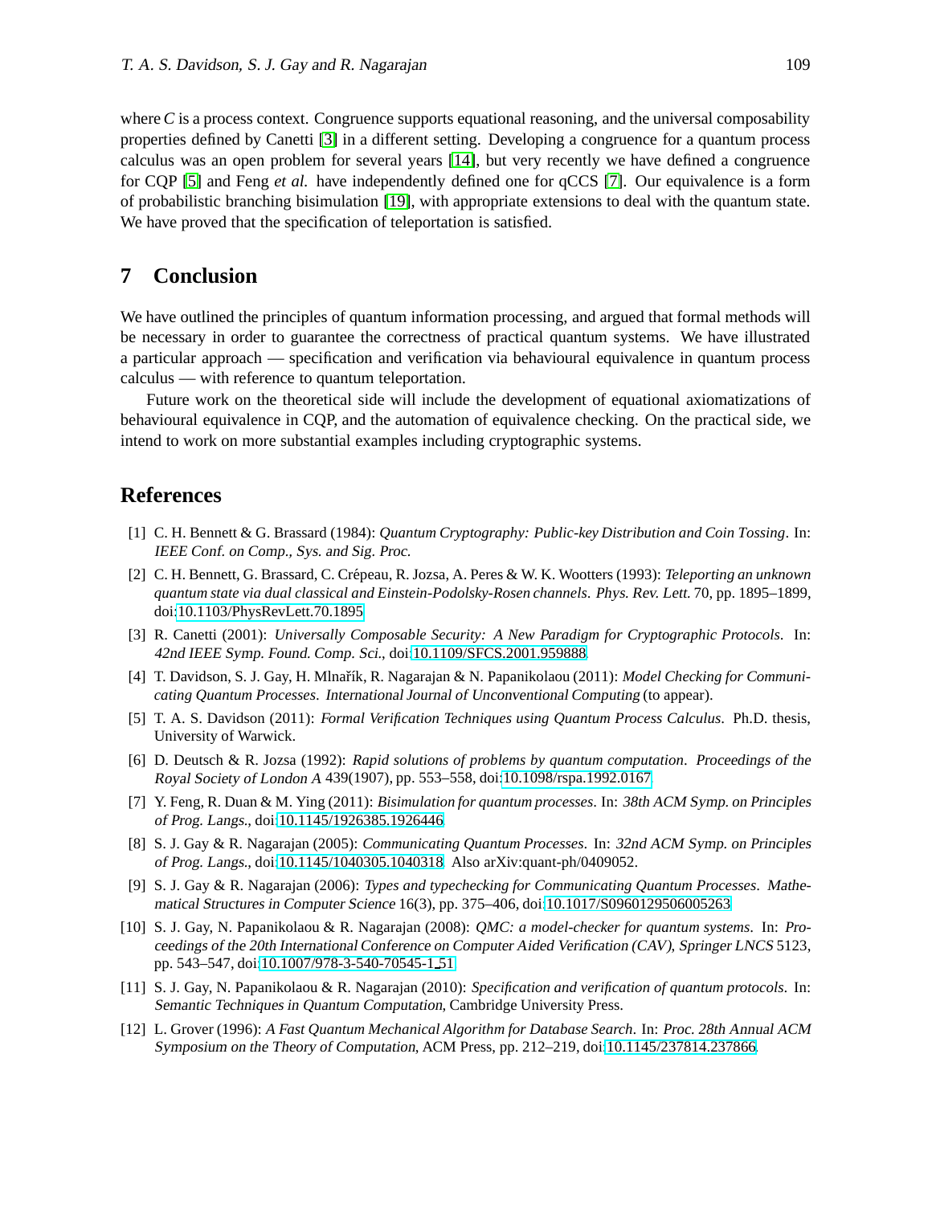where $C$ is a process context. Congruence supports equational reasoning, and the universal composability properties defined by Canetti [3] in a different setting. Developing a congruence for a quantum process calculus was an open problem for several years [14], but very recently we have defined a congruence for CQP [5] and Feng *et al.* have independently defined one for qCCS [7]. Our equivalence is a form of probabilistic branching bisimulation [19], with appropriate extensions to deal with the quantum state. We have proved that the specification of teleportation is satisfied.

## 7 Conclusion

We have outlined the principles of quantum information processing, and argued that formal methods will be necessary in order to guarantee the correctness of practical quantum systems. We have illustrated a particular approach — specification and verification via behavioural equivalence in quantum process calculus — with reference to quantum teleportation.

Future work on the theoretical side will include the development of equational axiomatizations of behavioural equivalence in CQP, and the automation of equivalence checking. On the practical side, we intend to work on more substantial examples including cryptographic systems.

## References

[1] C. H. Bennett & G. Brassard (1984): *Quantum Cryptography: Public-key Distribution and Coin Tossing*. In: *IEEE Conf. on Comp., Sys. and Sig. Proc.*

[2] C. H. Bennett, G. Brassard, C. Crépeau, R. Jozsa, A. Peres & W. K. Wootters (1993): *Teleporting an unknown quantum state via dual classical and Einstein-Podolsky-Rosen channels*. *Phys. Rev. Lett.* 70, pp. 1895–1899, doi:10.1103/PhysRevLett.70.1895.

[3] R. Canetti (2001): *Universally Composable Security: A New Paradigm for Cryptographic Protocols*. In: *42nd IEEE Symp. Found. Comp. Sci.*, doi:10.1109/SFCS.2001.959888.

[4] T. Davidson, S. J. Gay, H. Mlnařík, R. Nagarajan & N. Papanikolaou (2011): *Model Checking for Communicating Quantum Processes*. *International Journal of Unconventional Computing* (to appear).

[5] T. A. S. Davidson (2011): *Formal Verification Techniques using Quantum Process Calculus*. Ph.D. thesis, University of Warwick.

[6] D. Deutsch & R. Jozsa (1992): *Rapid solutions of problems by quantum computation*. *Proceedings of the Royal Society of London A* 439(1907), pp. 553–558, doi:10.1098/rspa.1992.0167.

[7] Y. Feng, R. Duan & M. Ying (2011): *Bisimulation for quantum processes*. In: *38th ACM Symp. on Principles of Prog. Langs.*, doi:10.1145/1926385.1926446.

[8] S. J. Gay & R. Nagarajan (2005): *Communicating Quantum Processes*. In: *32nd ACM Symp. on Principles of Prog. Langs.*, doi:10.1145/1040305.1040318. Also arXiv:quant-ph/0409052.

[9] S. J. Gay & R. Nagarajan (2006): *Types and typechecking for Communicating Quantum Processes*. *Mathematical Structures in Computer Science* 16(3), pp. 375–406, doi:10.1017/S0960129506005263.

[10] S. J. Gay, N. Papanikolaou & R. Nagarajan (2008): *QMC: a model-checker for quantum systems*. In: *Proceedings of the 20th International Conference on Computer Aided Verification (CAV)*, *Springer LNCS* 5123, pp. 543–547, doi:10.1007/978-3-540-70545-1_51.

[11] S. J. Gay, N. Papanikolaou & R. Nagarajan (2010): *Specification and verification of quantum protocols*. In: *Semantic Techniques in Quantum Computation*, Cambridge University Press.

[12] L. Grover (1996): *A Fast Quantum Mechanical Algorithm for Database Search*. In: *Proc. 28th Annual ACM Symposium on the Theory of Computation*, ACM Press, pp. 212–219, doi:10.1145/237814.237866.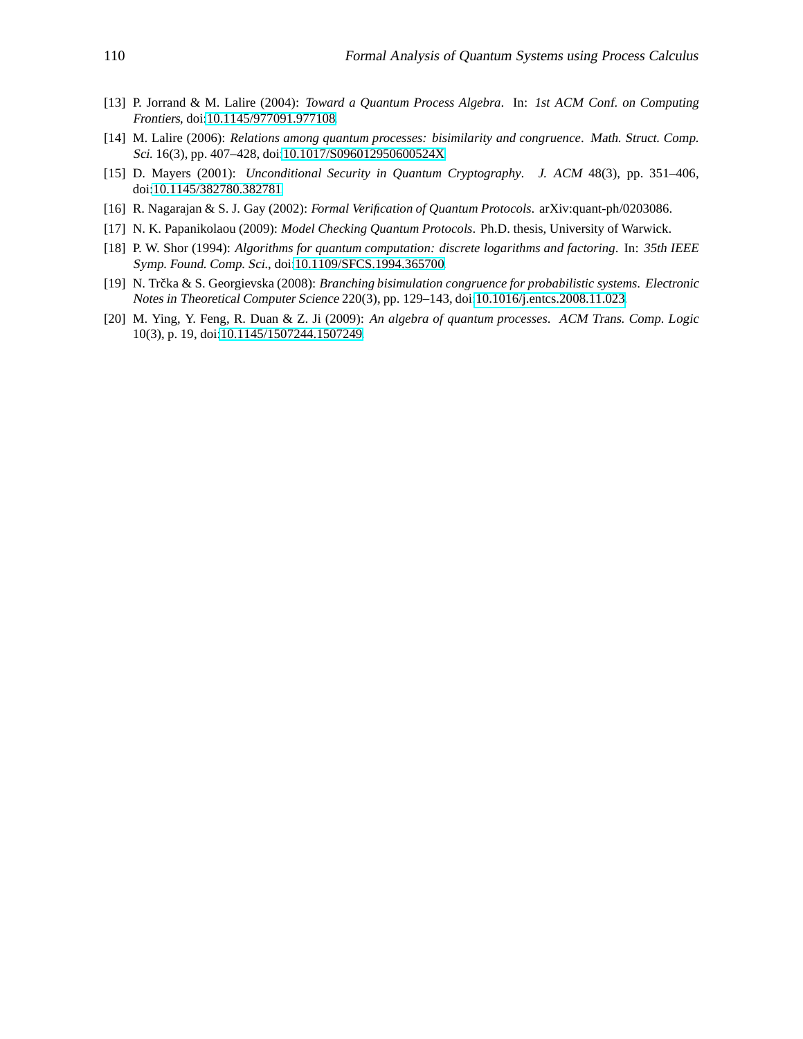[13] P. Jorrand & M. Lalire (2004): *Toward a Quantum Process Algebra*. In: *1st ACM Conf. on Computing Frontiers*, doi:10.1145/977091.977108

[14] M. Lalire (2006): *Relations among quantum processes: bisimilarity and congruence*. *Math. Struct. Comp. Sci.* 16(3), pp. 407–428, doi:10.1017/S096012950600524X

[15] D. Mayers (2001): *Unconditional Security in Quantum Cryptography*. *J. ACM* 48(3), pp. 351–406, doi:10.1145/382780.382781

[16] R. Nagarajan & S. J. Gay (2002): *Formal Verification of Quantum Protocols*. arXiv:quant-ph/0203086.

[17] N. K. Papanikolaou (2009): *Model Checking Quantum Protocols*. Ph.D. thesis, University of Warwick.

[18] P. W. Shor (1994): *Algorithms for quantum computation: discrete logarithms and factoring*. In: *35th IEEE Symp. Found. Comp. Sci.*, doi:10.1109/SFCS.1994.365700

[19] N. Trčka & S. Georgievska (2008): *Branching bisimulation congruence for probabilistic systems*. *Electronic Notes in Theoretical Computer Science* 220(3), pp. 129–143, doi:10.1016/j.entcs.2008.11.023

[20] M. Ying, Y. Feng, R. Duan & Z. Ji (2009): *An algebra of quantum processes*. *ACM Trans. Comp. Logic* 10(3), p. 19, doi:10.1145/1507244.1507249